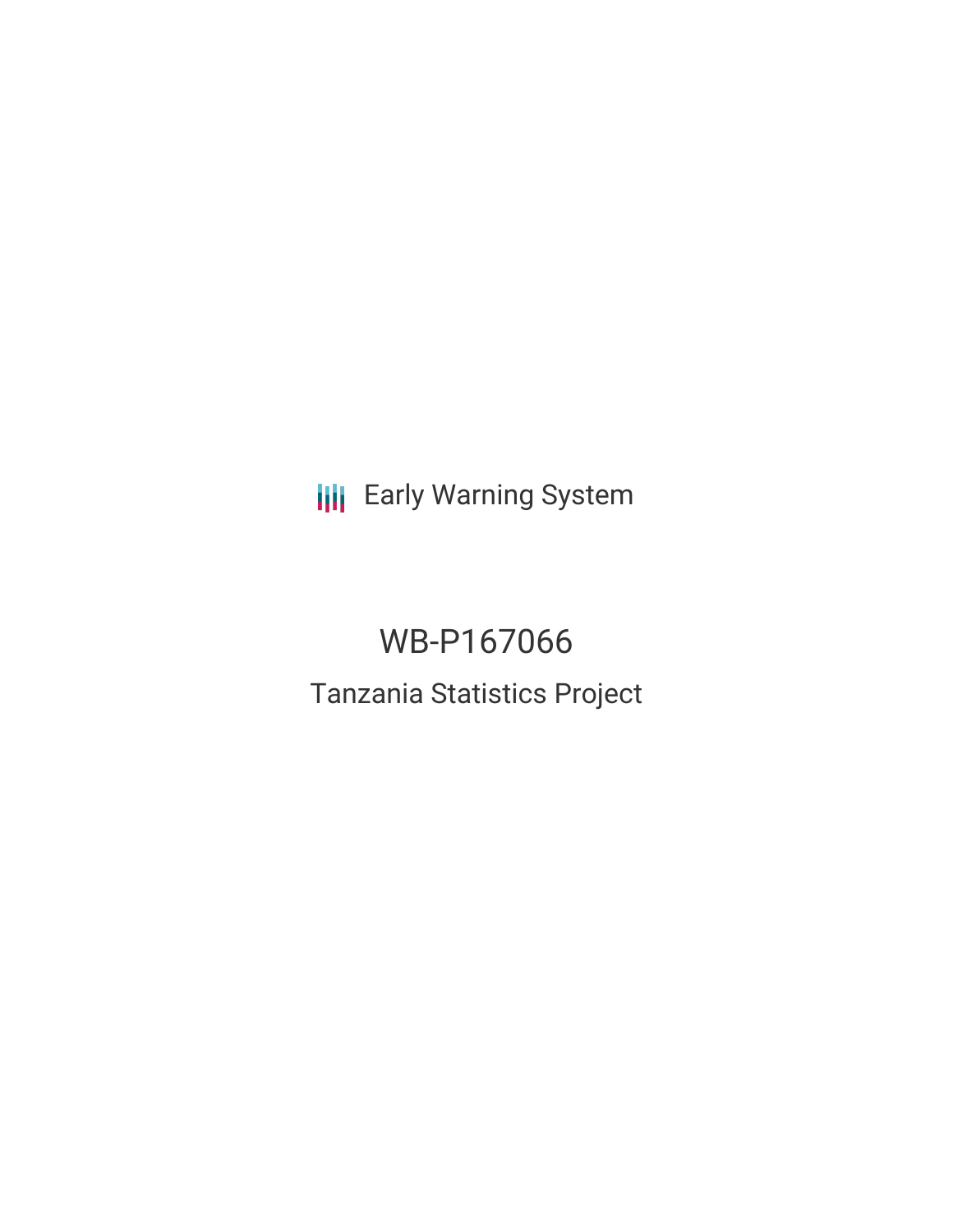Early Warning System

# WB-P167066

## Tanzania Statistics Project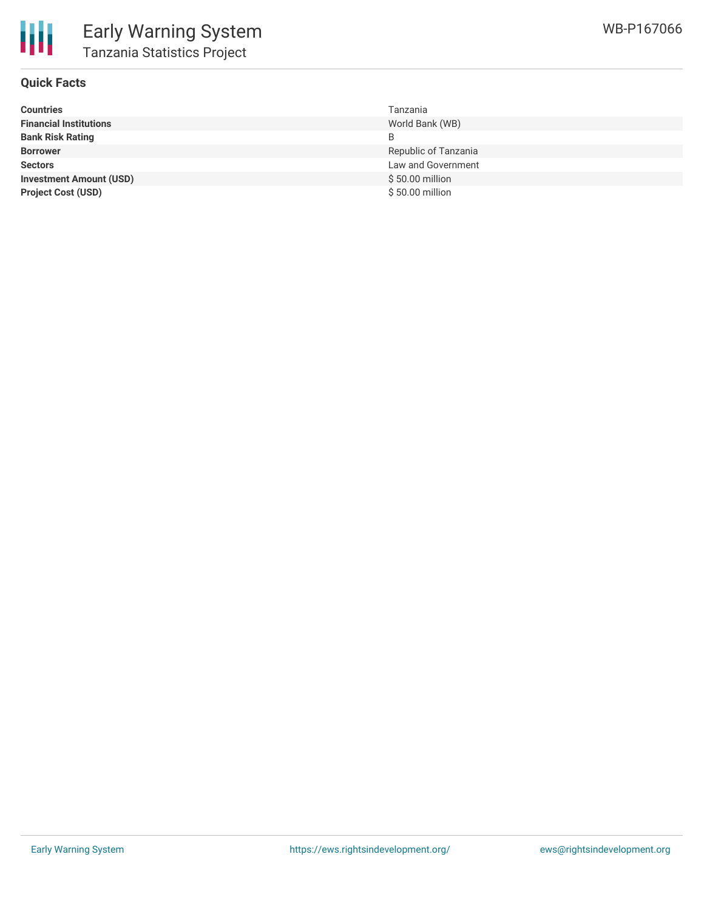## Quick Facts

| | |
|---|---|
| **Countries** | Tanzania |
| **Financial Institutions** | World Bank (WB) |
| **Bank Risk Rating** | B |
| **Borrower** | Republic of Tanzania |
| **Sectors** | Law and Government |
| **Investment Amount (USD)** | $ 50.00 million |
| **Project Cost (USD)** | $ 50.00 million |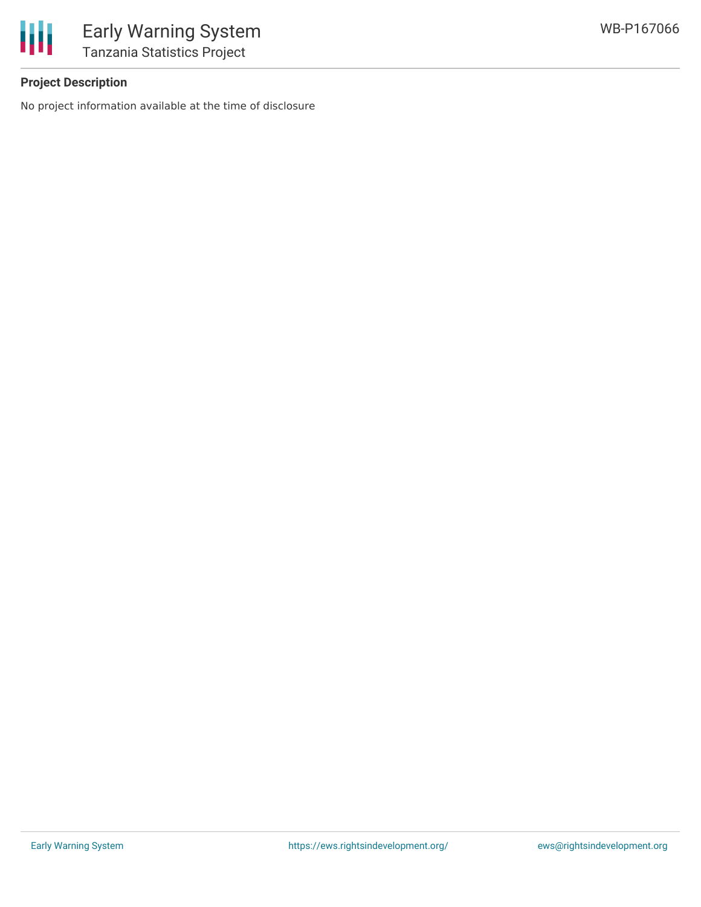### Project Description

No project information available at the time of disclosure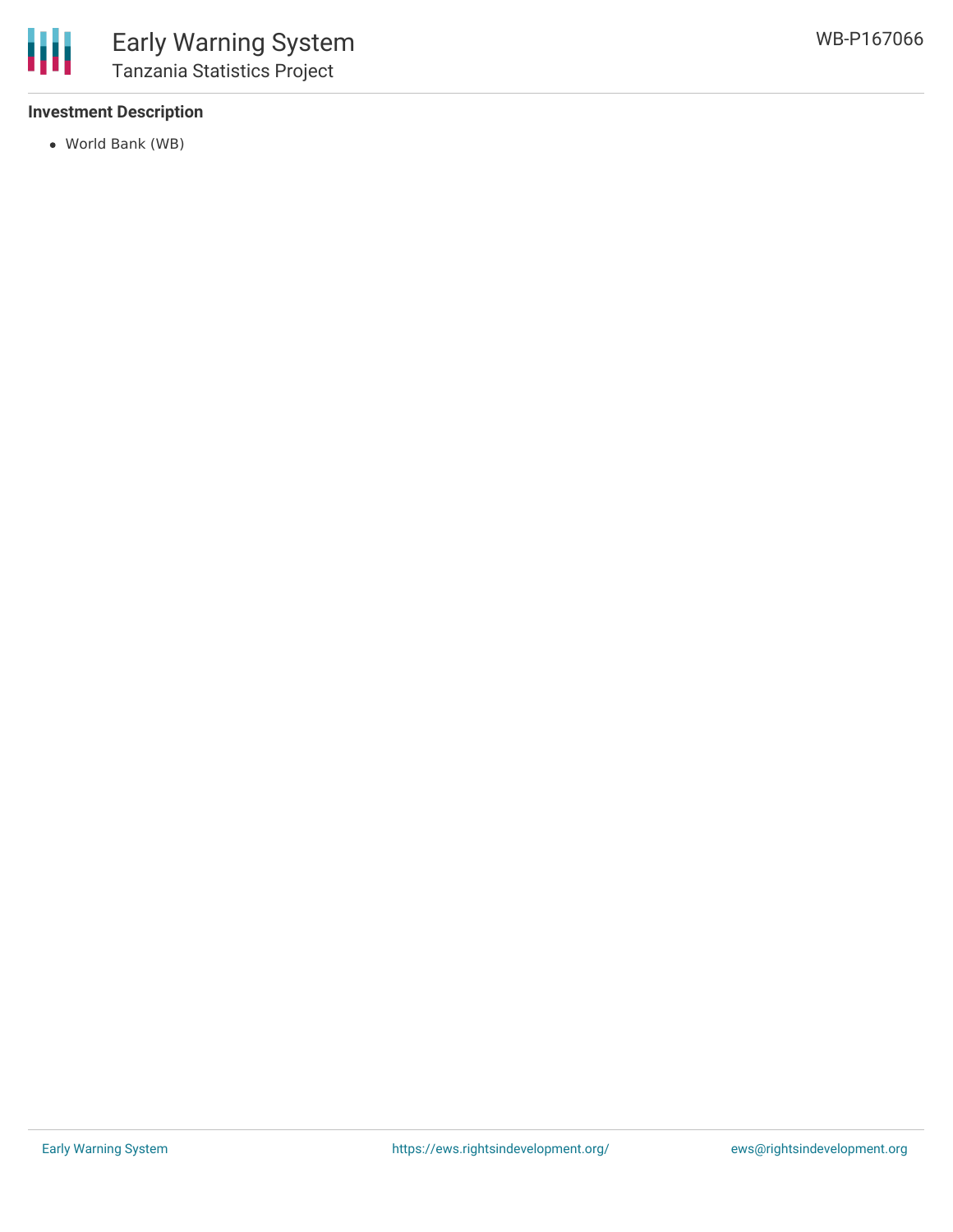### Investment Description

- World Bank (WB)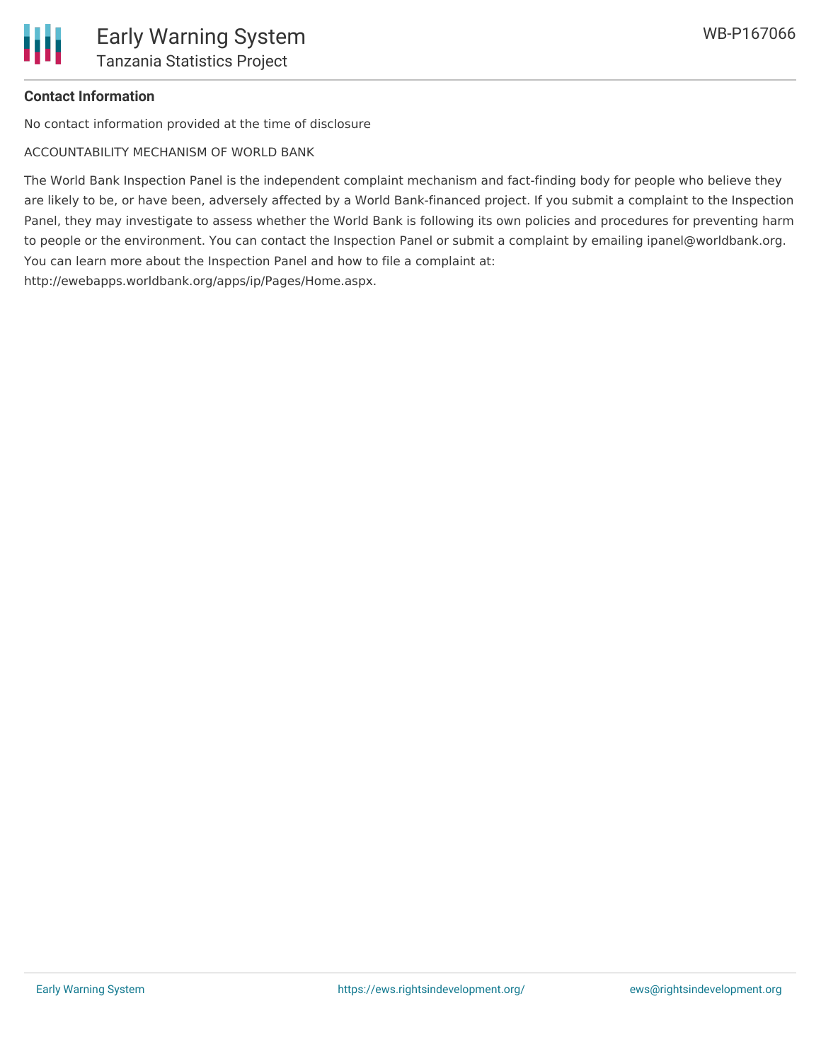**Contact Information**

No contact information provided at the time of disclosure

ACCOUNTABILITY MECHANISM OF WORLD BANK

The World Bank Inspection Panel is the independent complaint mechanism and fact-finding body for people who believe they are likely to be, or have been, adversely affected by a World Bank-financed project. If you submit a complaint to the Inspection Panel, they may investigate to assess whether the World Bank is following its own policies and procedures for preventing harm to people or the environment. You can contact the Inspection Panel or submit a complaint by emailing ipanel@worldbank.org. You can learn more about the Inspection Panel and how to file a complaint at: http://ewebapps.worldbank.org/apps/ip/Pages/Home.aspx.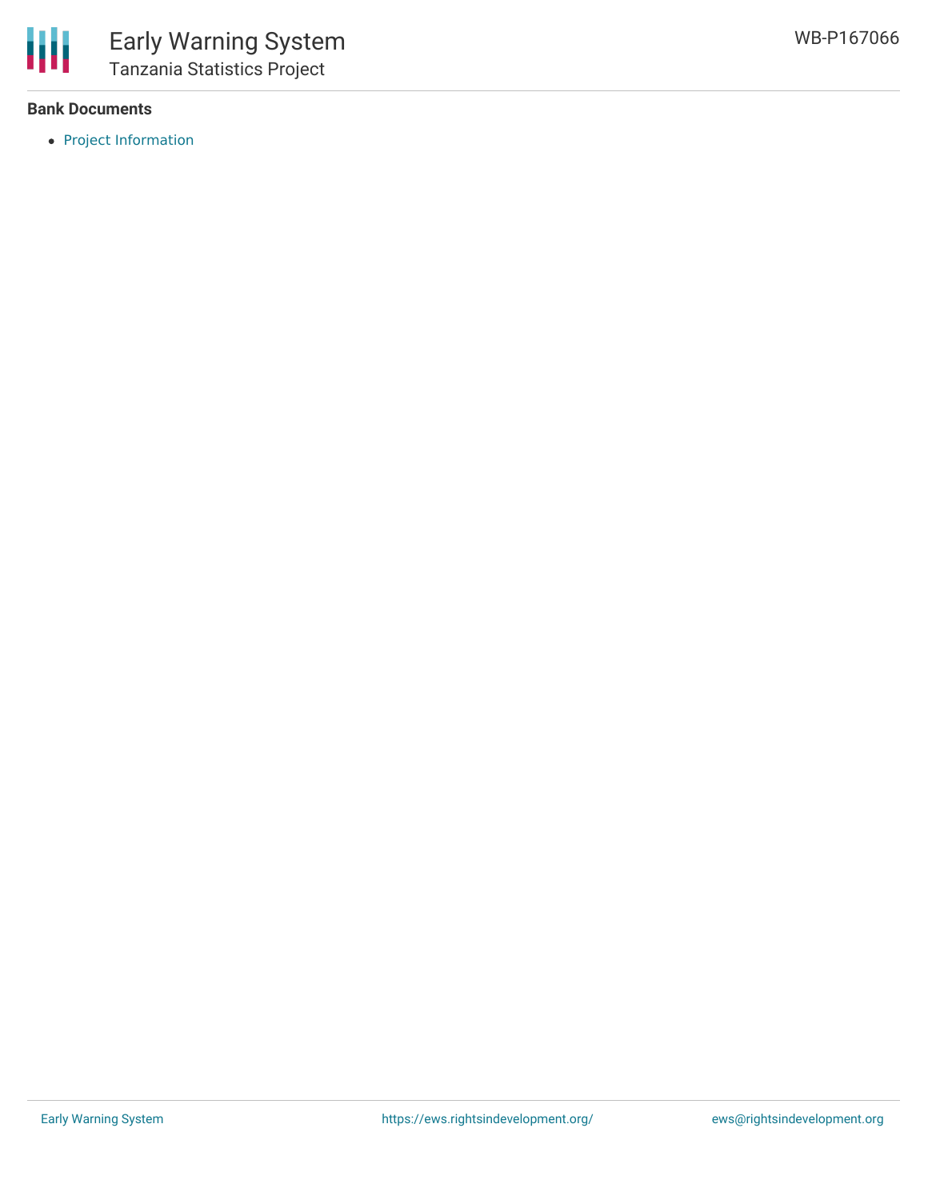**Bank Documents**

- Project Information